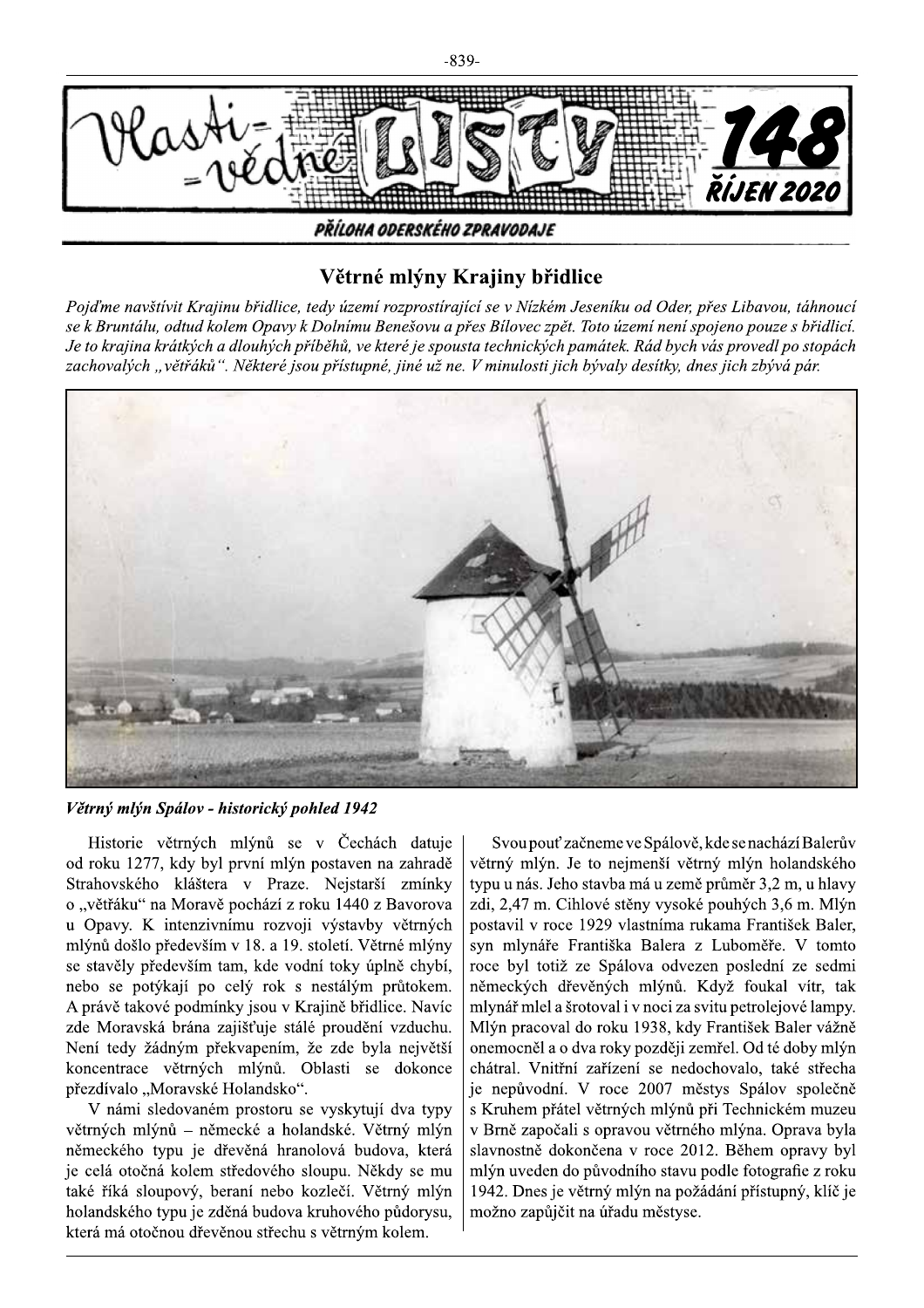# Větrné mlýny Krajiny břidlice

*Pojďme navštívit Krajinu břidlice, tedy území rozprostírající se v Nízkém Jeseníku od Oder, přes Libavou, táhnoucí se k Bruntálu, odtud kolem Opavy k Dolnímu Benešovu a přes Bílovec zpět. Toto území není spojeno pouze s břidlicí. Je to krajina krátkých a dlouhých příběhů, ve které je spousta technických památek. Rád bych vás provedl po stopách zachovalých „větřáků". Některé jsou přístupné, jiné už ne. V minulosti jich bývaly desítky, dnes jich zbývá pár.*

***Větrný mlýn Spálov - historický pohled 1942***

Historie větrných mlýnů se v Čechách datuje od roku 1277, kdy byl první mlýn postaven na zahradě Strahovského kláštera v Praze. Nejstarší zmínky o „větřáku" na Moravě pochází z roku 1440 z Bavorova u Opavy. K intenzivnímu rozvoji výstavby větrných mlýnů došlo především v 18. a 19. století. Větrné mlýny se stavěly především tam, kde vodní toky úplně chybí, nebo se potýkají po celý rok s nestálým průtokem. A právě takové podmínky jsou v Krajině břidlice. Navíc zde Moravská brána zajišťuje stálé proudění vzduchu. Není tedy žádným překvapením, že zde byla největší koncentrace větrných mlýnů. Oblasti se dokonce přezdívalo „Moravské Holandsko".

V námi sledovaném prostoru se vyskytují dva typy větrných mlýnů – německé a holandské. Větrný mlýn německého typu je dřevěná hranolová budova, která je celá otočná kolem středového sloupu. Někdy se mu také říká sloupový, beraní nebo kozlečí. Větrný mlýn holandského typu je zděná budova kruhového půdorysu, která má otočnou dřevěnou střechu s větrným kolem.

Svou pouť začneme ve Spálově, kde se nachází Balerův větrný mlýn. Je to nejmenší větrný mlýn holandského typu u nás. Jeho stavba má u země průměr 3,2 m, u hlavy zdi, 2,47 m. Cihlové stěny vysoké pouhých 3,6 m. Mlýn postavil v roce 1929 vlastníma rukama František Baler, syn mlynáře Františka Balera z Luboměře. V tomto roce byl totiž ze Spálova odvezen poslední ze sedmi německých dřevěných mlýnů. Když foukal vítr, tak mlynář mlel a šrotoval i v noci za svitu petrolejové lampy. Mlýn pracoval do roku 1938, kdy František Baler vážně onemocněl a o dva roky později zemřel. Od té doby mlýn chátral. Vnitřní zařízení se nedochovalo, také střecha je nepůvodní. V roce 2007 městys Spálov společně s Kruhem přátel větrných mlýnů při Technickém muzeu v Brně započali s opravou větrného mlýna. Oprava byla slavnostně dokončena v roce 2012. Během opravy byl mlýn uveden do původního stavu podle fotografie z roku 1942. Dnes je větrný mlýn na požádání přístupný, klíč je možno zapůjčit na úřadu městyse.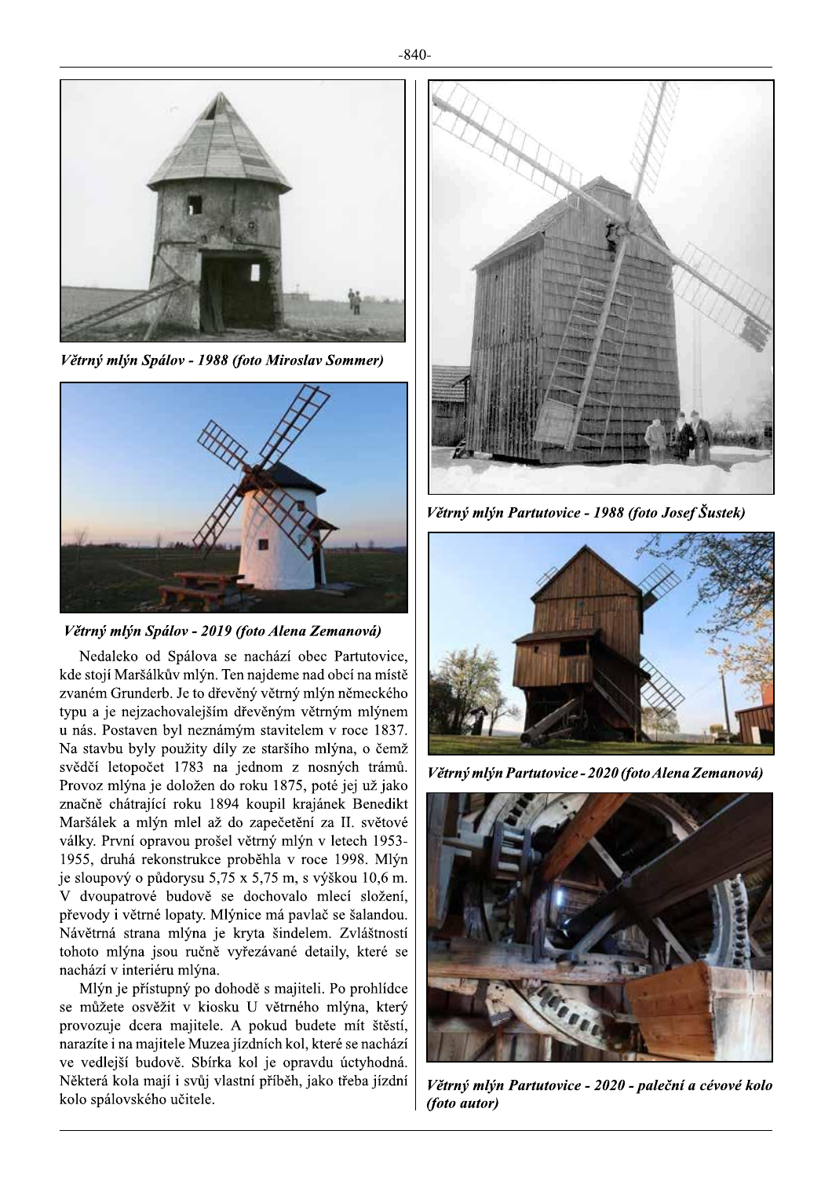*Větrný mlýn Spálov - 1988 (foto Miroslav Sommer)*

*Větrný mlýn Spálov - 2019 (foto Alena Zemanová)*

Nedaleko od Spálova se nachází obec Partutovice, kde stojí Maršálkův mlýn. Ten najdeme nad obcí na místě zvaném Grunderb. Je to dřevěný větrný mlýn německého typu a je nejzachovalejším dřevěným větrným mlýnem u nás. Postaven byl neznámým stavitelem v roce 1837. Na stavbu byly použity díly ze staršího mlýna, o čemž svědčí letopočet 1783 na jednom z nosných trámů. Provoz mlýna je doložen do roku 1875, poté jej už jako značně chátrající roku 1894 koupil krajánek Benedikt Maršálek a mlýn mlel až do zapečetění za II. světové války. První opravou prošel větrný mlýn v letech 1953-1955, druhá rekonstrukce proběhla v roce 1998. Mlýn je sloupový o půdorysu 5,75 x 5,75 m, s výškou 10,6 m. V dvoupatrové budově se dochovalo mlecí složení, převody i větrné lopaty. Mlýnice má pavlač se šalandou. Návětrná strana mlýna je kryta šindelem. Zvláštností tohoto mlýna jsou ručně vyřezávané detaily, které se nachází v interiéru mlýna.

Mlýn je přístupný po dohodě s majiteli. Po prohlídce se můžete osvěžit v kiosku U větrného mlýna, který provozuje dcera majitele. A pokud budete mít štěstí, narazíte i na majitele Muzea jízdních kol, které se nachází ve vedlejší budově. Sbírka kol je opravdu úctyhodná. Některá kola mají i svůj vlastní příběh, jako třeba jízdní kolo spálovského učitele.

*Větrný mlýn Partutovice - 1988 (foto Josef Šustek)*

*Větrný mlýn Partutovice - 2020 (foto Alena Zemanová)*

*Větrný mlýn Partutovice - 2020 - paleční a cévové kolo (foto autor)*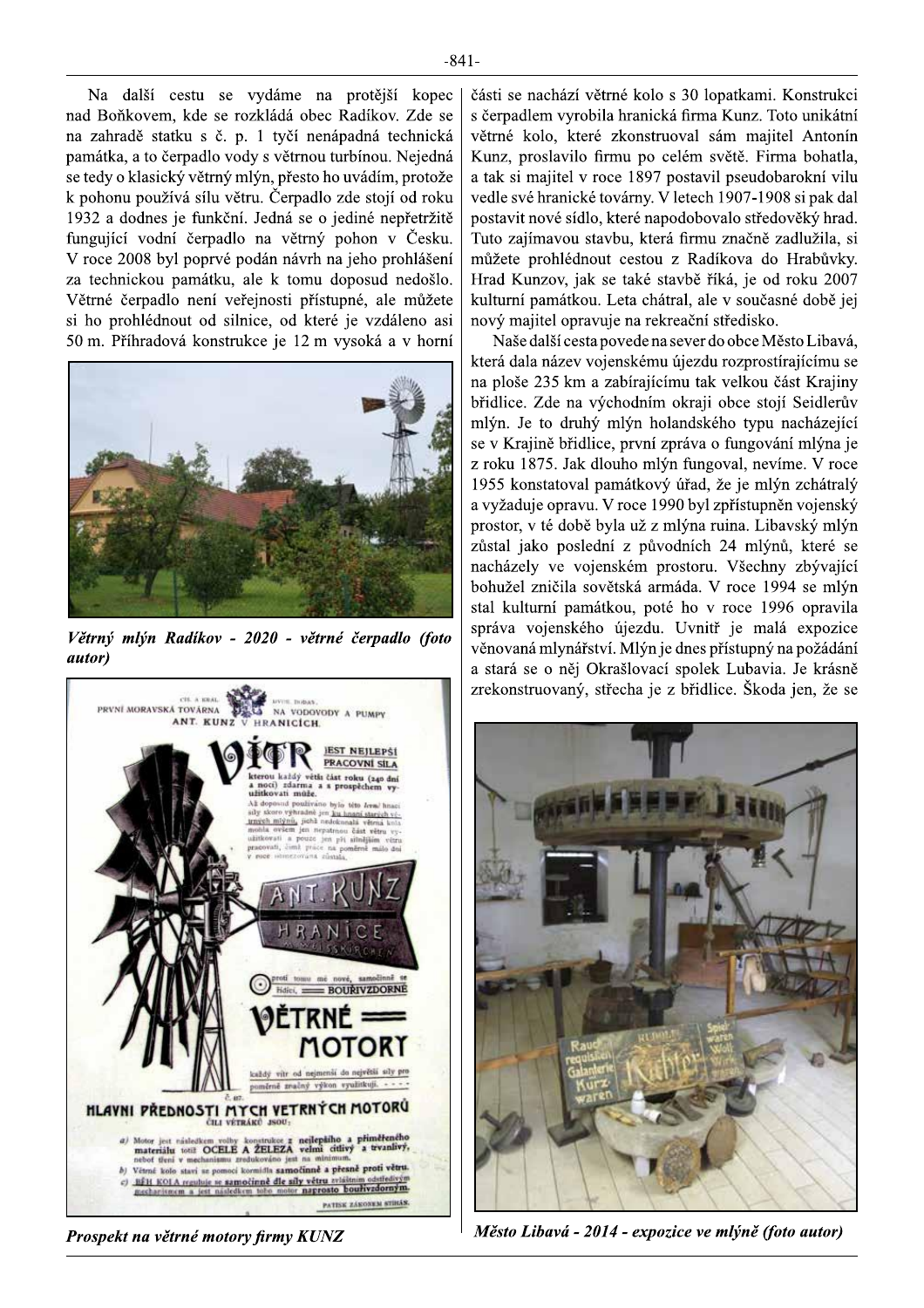Na další cestu se vydáme na protější kopec nad Boňkovem, kde se rozkládá obec Radíkov. Zde se na zahradě statku s č. p. 1 tyčí nenápadná technická památka, a to čerpadlo vody s větrnou turbínou. Nejedná se tedy o klasický větrný mlýn, přesto ho uvádím, protože k pohonu používá sílu větru. Čerpadlo zde stojí od roku 1932 a dodnes je funkční. Jedná se o jediné nepřetržitě fungující vodní čerpadlo na větrný pohon v Česku. V roce 2008 byl poprvé podán návrh na jeho prohlášení za technickou památku, ale k tomu doposud nedošlo. Větrné čerpadlo není veřejnosti přístupné, ale můžete si ho prohlédnout od silnice, od které je vzdáleno asi 50 m. Příhradová konstrukce je 12 m vysoká a v horní části se nachází větrné kolo s 30 lopatkami. Konstrukci s čerpadlem vyrobila hranická firma Kunz. Toto unikátní větrné kolo, které zkonstruoval sám majitel Antonín Kunz, proslavilo firmu po celém světě. Firma bohatla, a tak si majitel v roce 1897 postavil pseudobarokní vilu vedle své hranické továrny. V letech 1907-1908 si pak dal postavit nové sídlo, které napodobovalo středověký hrad. Tuto zajímavou stavbu, která firmu značně zadlužila, si můžete prohlédnout cestou z Radíkova do Hrabůvky. Hrad Kunzov, jak se také stavbě říká, je od roku 2007 kulturní památkou. Leta chátral, ale v současné době jej nový majitel opravuje na rekreační středisko.

***Větrný mlýn Radíkov - 2020 - větrné čerpadlo (foto autor)***

**Prospekt na větrné motory firmy KUNZ**

Naše další cesta povede na sever do obce Město Libavá, která dala název vojenskému újezdu rozprostírajícímu se na ploše 235 km a zabírajícímu tak velkou část Krajiny břidlice. Zde na východním okraji obce stojí Seidlerův mlýn. Je to druhý mlýn holandského typu nacházející se v Krajině břidlice, první zpráva o fungování mlýna je z roku 1875. Jak dlouho mlýn fungoval, nevíme. V roce 1955 konstatoval památkový úřad, že je mlýn zchátralý a vyžaduje opravu. V roce 1990 byl zpřístupněn vojenský prostor, v té době byla už z mlýna ruina. Libavský mlýn zůstal jako poslední z původních 24 mlýnů, které se nacházely ve vojenském prostoru. Všechny zbývající bohužel zničila sovětská armáda. V roce 1994 se mlýn stal kulturní památkou, poté ho v roce 1996 opravila správa vojenského újezdu. Uvnitř je malá expozice věnovaná mlynářství. Mlýn je dnes přístupný na požádání a stará se o něj Okrašlovací spolek Lubavia. Je krásně zrekonstruovaný, střecha je z břidlice. Škoda jen, že se

***Město Libavá - 2014 - expozice ve mlýně (foto autor)***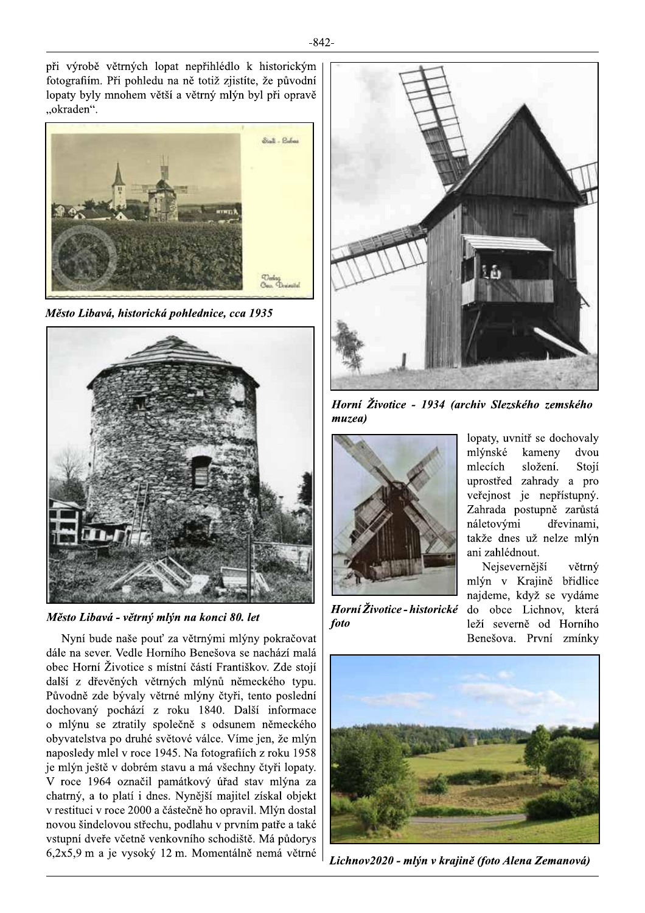při výrobě větrných lopat nepřihlédlo k historickým fotografiím. Při pohledu na ně totiž zjistíte, že původní lopaty byly mnohem větší a větrný mlýn byl při opravě „okraden“.

*Město Libavá, historická pohlednice, cca 1935*

*Město Libavá - větrný mlýn na konci 80. let*

Nyní bude naše pouť za větrnými mlýny pokračovat dále na sever. Vedle Horního Benešova se nachází malá obec Horní Životice s místní částí Františkov. Zde stojí další z dřevěných větrných mlýnů německého typu. Původně zde bývaly větrné mlýny čtyři, tento poslední dochovaný pochází z roku 1840. Další informace o mlýnu se ztratily společně s odsunem německého obyvatelstva po druhé světové válce. Víme jen, že mlýn naposledy mlel v roce 1945. Na fotografiích z roku 1958 je mlýn ještě v dobrém stavu a má všechny čtyři lopaty. V roce 1964 označil památkový úřad stav mlýna za chatrný, a to platí i dnes. Nynější majitel získal objekt v restituci v roce 2000 a částečně ho opravil. Mlýn dostal novou šindelovou střechu, podlahu v prvním patře a také vstupní dveře včetně venkovního schodiště. Má půdorys 6,2x5,9 m a je vysoký 12 m. Momentálně nemá větrné lopaty, uvnitř se dochovaly mlýnské kameny dvou mlecích složení. Stojí uprostřed zahrady a pro veřejnost je nepřístupný. Zahrada postupně zarůstá náletovými dřevinami, takže dnes už nelze mlýn ani zahlédnout.

*Horní Životice - 1934 (archiv Slezského zemského muzea)*

*Horní Životice - historické foto*

Nejsevernější větrný mlýn v Krajině břidlice najdeme, když se vydáme do obce Lichnov, která leží severně od Horního Benešova. První zmínky

*Lichnov2020 - mlýn v krajině (foto Alena Zemanová)*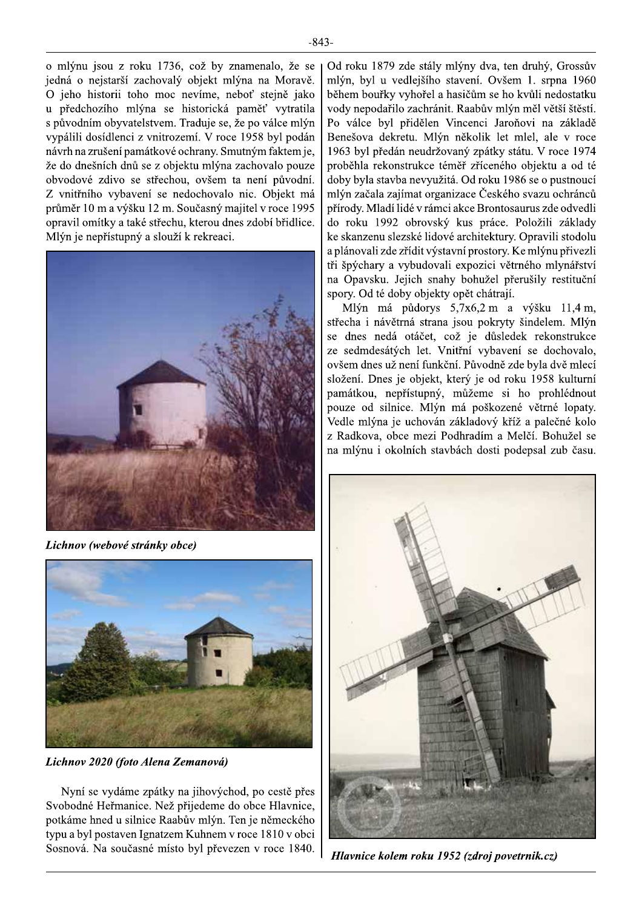o mlýnu jsou z roku 1736, což by znamenalo, že se jedná o nejstarší zachovalý objekt mlýna na Moravě. O jeho historii toho moc nevíme, neboť stejně jako u předchozího mlýna se historická paměť vytratila s původním obyvatelstvem. Traduje se, že po válce mlýn vypálili dosídlenci z vnitrozemí. V roce 1958 byl podán návrh na zrušení památkové ochrany. Smutným faktem je, že do dnešních dnů se z objektu mlýna zachovalo pouze obvodové zdivo se střechou, ovšem ta není původní. Z vnitřního vybavení se nedochovalo nic. Objekt má průměr 10 m a výšku 12 m. Současný majitel v roce 1995 opravil omítky a také střechu, kterou dnes zdobí břidlice. Mlýn je nepřístupný a slouží k rekreaci.

*Lichnov (webové stránky obce)*

*Lichnov 2020 (foto Alena Zemanová)*

Nyní se vydáme zpátky na jihovýchod, po cestě přes Svobodné Heřmanice. Než přijedeme do obce Hlavnice, potkáme hned u silnice Raabův mlýn. Ten je německého typu a byl postaven Ignatzem Kuhnem v roce 1810 v obci Sosnová. Na současné místo byl převezen v roce 1840. Od roku 1879 zde stály mlýny dva, ten druhý, Grossův mlýn, byl u vedlejšího stavení. Ovšem 1. srpna 1960 během bouřky vyhořel a hasičům se ho kvůli nedostatku vody nepodařilo zachránit. Raabův mlýn měl větší štěstí. Po válce byl přidělen Vincenci Jaroňovi na základě Benešova dekretu. Mlýn několik let mlel, ale v roce 1963 byl předán neudržovaný zpátky státu. V roce 1974 proběhla rekonstrukce téměř zříceného objektu a od té doby byla stavba nevyužitá. Od roku 1986 se o pustnoucí mlýn začala zajímat organizace Českého svazu ochránců přírody. Mladí lidé v rámci akce Brontosaurus zde odvedli do roku 1992 obrovský kus práce. Položili základy ke skanzenu slezské lidové architektury. Opravili stodolu a plánovali zde zřídit výstavní prostory. Ke mlýnu přivezli tři špýchary a vybudovali expozici větrného mlynářství na Opavsku. Jejich snahy bohužel přerušily restituční spory. Od té doby objekty opět chátrají.

Mlýn má půdorys 5,7x6,2 m a výšku 11,4 m, střecha i návětrná strana jsou pokryty šindelem. Mlýn se dnes nedá otáčet, což je důsledek rekonstrukce ze sedmdesátých let. Vnitřní vybavení se dochovalo, ovšem dnes už není funkční. Původně zde byla dvě mlecí složení. Dnes je objekt, který je od roku 1958 kulturní památkou, nepřístupný, můžeme si ho prohlédnout pouze od silnice. Mlýn má poškozené větrné lopaty. Vedle mlýna je uchován základový kříž a palečné kolo z Radkova, obce mezi Podhradím a Melčí. Bohužel se na mlýnu i okolních stavbách dosti podepsal zub času.

*Hlavnice kolem roku 1952 (zdroj povetrnik.cz)*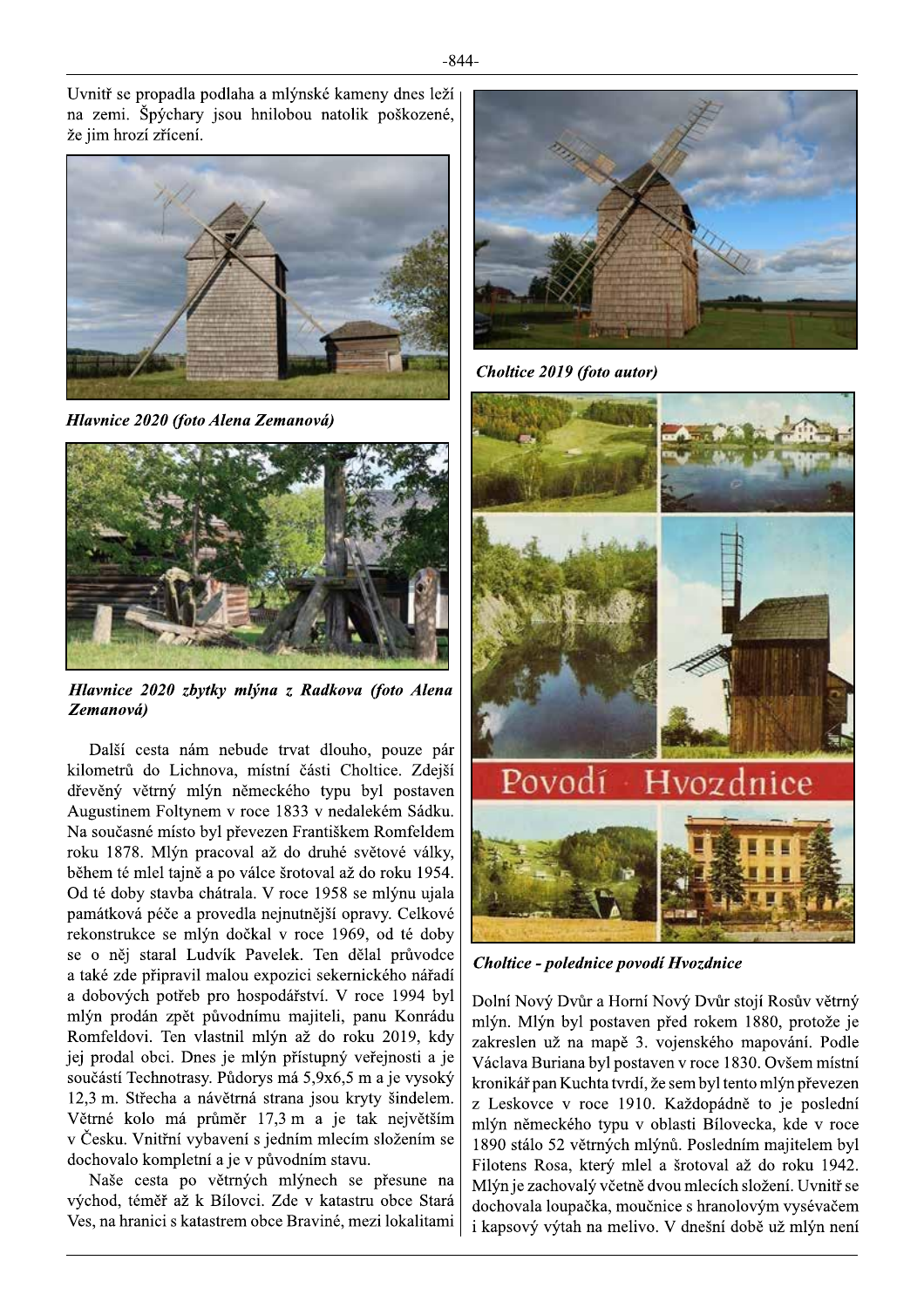Uvnitř se propadla podlaha a mlýnské kameny dnes leží na zemi. Špýchary jsou hnilobou natolik poškozené, že jim hrozí zřícení.

***Hlavnice 2020 (foto Alena Zemanová)***

***Hlavnice 2020 zbytky mlýna z Radkova (foto Alena Zemanová)***

Další cesta nám nebude trvat dlouho, pouze pár kilometrů do Lichnova, místní části Choltice. Zdejší dřevěný větrný mlýn německého typu byl postaven Augustinem Foltynem v roce 1833 v nedalekém Sádku. Na současné místo byl převezen Františkem Romfeldem roku 1878. Mlýn pracoval až do druhé světové války, během té mlel tajně a po válce šrotoval až do roku 1954. Od té doby stavba chátrala. V roce 1958 se mlýnu ujala památková péče a provedla nejnutnější opravy. Celkové rekonstrukce se mlýn dočkal v roce 1969, od té doby se o něj staral Ludvík Pavelek. Ten dělal průvodce a také zde připravil malou expozici sekernického nářadí a dobových potřeb pro hospodářství. V roce 1994 byl mlýn prodán zpět původnímu majiteli, panu Konrádu Romfeldovi. Ten vlastnil mlýn až do roku 2019, kdy jej prodal obci. Dnes je mlýn přístupný veřejnosti a je součástí Technotrasy. Půdorys má 5,9x6,5 m a je vysoký 12,3 m. Střecha a návětrná strana jsou kryty šindelem. Větrné kolo má průměr 17,3 m a je tak největším v Česku. Vnitřní vybavení s jedním mlecím složením se dochovalo kompletní a je v původním stavu.

Naše cesta po větrných mlýnech se přesune na východ, téměř až k Bílovci. Zde v katastru obce Stará Ves, na hranici s katastrem obce Bravinné, mezi lokalitami

***Choltice 2019 (foto autor)***

Povodí Hvozdnice

***Choltice - polednice povodí Hvozdnice***

Dolní Nový Dvůr a Horní Nový Dvůr stojí Rosův větrný mlýn. Mlýn byl postaven před rokem 1880, protože je zakreslen už na mapě 3. vojenského mapování. Podle Václava Buriana byl postaven v roce 1830. Ovšem místní kronikář pan Kuchta tvrdí, že sem byl tento mlýn převezen z Leskovce v roce 1910. Každopádně to je poslední mlýn německého typu v oblasti Bílovecka, kde v roce 1890 stálo 52 větrných mlýnů. Posledním majitelem byl Filotens Rosa, který mlel a šrotoval až do roku 1942. Mlýn je zachovalý včetně dvou mlecích složení. Uvnitř se dochovala loupačka, moučnice s hranolovým vysévačem i kapsový výtah na melivo. V dnešní době už mlýn není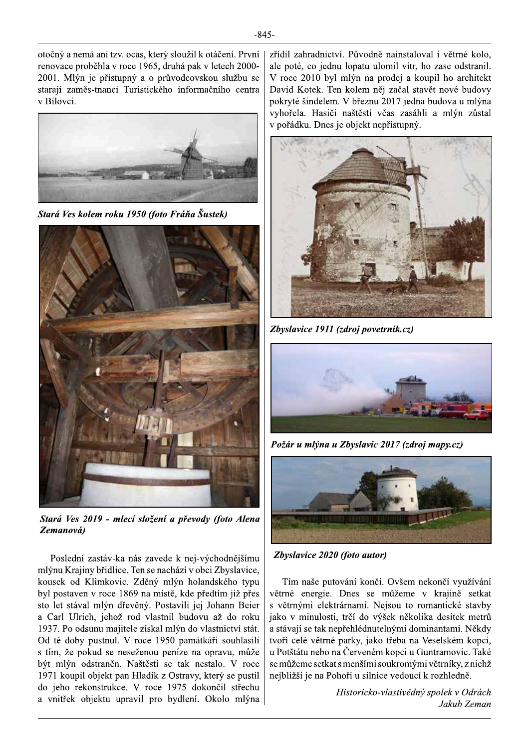otočný a nemá ani tzv. ocas, který sloužil k otáčení. První renovace proběhla v roce 1965, druhá pak v letech 2000-2001. Mlýn je přístupný a o průvodcovskou službu se starají zaměs-tnanci Turistického informačního centra v Bílovci.

***Stará Ves kolem roku 1950 (foto Fráňa Šustek)***

***Stará Ves 2019 - mlecí složení a převody (foto Alena Zemanová)***

Poslední zastáv-ka nás zavede k nej-východnějšímu mlýnu Krajiny břidlice. Ten se nachází v obci Zbyslavice, kousek od Klimkovic. Zděný mlýn holandského typu byl postaven v roce 1869 na místě, kde předtím již přes sto let stával mlýn dřevěný. Postavili jej Johann Beier a Carl Ulrich, jehož rod vlastnil budovu až do roku 1937. Po odsunu majitele získal mlýn do vlastnictví stát. Od té doby pustnul. V roce 1950 památkáři souhlasili s tím, že pokud se neseženou peníze na opravu, může být mlýn odstraněn. Naštěstí se tak nestalo. V roce 1971 koupil objekt pan Hladík z Ostravy, který se pustil do jeho rekonstrukce. V roce 1975 dokončil střechu a vnitřek objektu upravil pro bydlení. Okolo mlýna zřídil zahradnictví. Původně nainstaloval i větrné kolo, ale poté, co jednu lopatu ulomil vítr, ho zase odstranil. V roce 2010 byl mlýn na prodej a koupil ho architekt David Kotek. Ten kolem něj začal stavět nové budovy pokryté šindelem. V březnu 2017 jedna budova u mlýna vyhořela. Hasiči naštěstí včas zasáhli a mlýn zůstal v pořádku. Dnes je objekt nepřístupný.

***Zbyslavice 1911 (zdroj povetrnik.cz)***

***Požár u mlýna u Zbyslavic 2017 (zdroj mapy.cz)***

***Zbyslavice 2020 (foto autor)***

Tím naše putování končí. Ovšem nekončí využívání větrné energie. Dnes se můžeme v krajině setkat s větrnými elektrárnami. Nejsou to romantické stavby jako v minulosti, trčí do výšek několika desítek metrů a stávají se tak nepřehlédnutelnými dominantami. Někdy tvoří celé větrné parky, jako třeba na Veselském kopci, u Potštátu nebo na Červeném kopci u Guntramovic. Také se můžeme setkat s menšími soukromými větrníky, z nichž nejbližší je na Pohoři u silnice vedoucí k rozhledně.

*Historicko-vlastivědný spolek v Odrách*
*Jakub Zeman*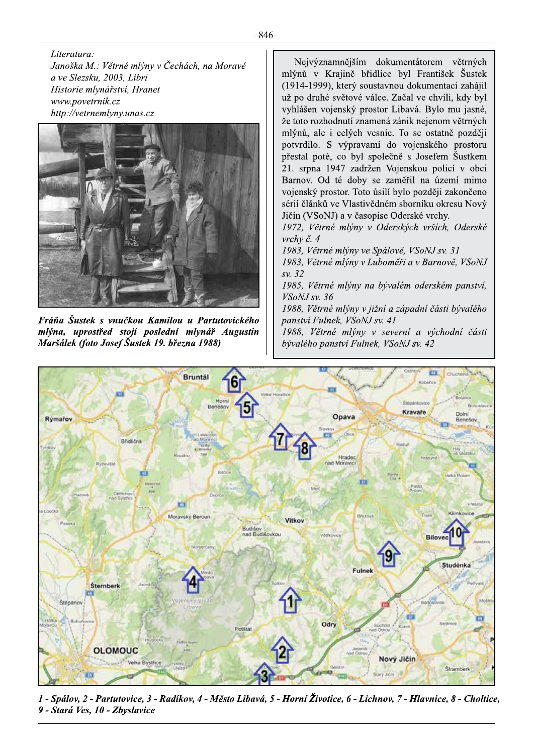*Literatura:*
*Janoška M.: Větrné mlýny v Čechách, na Moravě a ve Slezsku, 2003, Libri*
*Historie mlynářství, Hranet*
*www.povetrnik.cz*
*http://vetrnemlyny.unas.cz*

***Fráňa Šustek s vnučkou Kamilou u Partutovického mlýna, uprostřed stojí poslední mlynář Augustin Maršálek (foto Josef Šustek 19. března 1988)***

Nejvýznamnějším dokumentátorem větrných mlýnů v Krajině břidlice byl František Šustek (1914-1999), který soustavnou dokumentaci zahájil už po druhé světové válce. Začal ve chvíli, kdy byl vyhlášen vojenský prostor Libavá. Bylo mu jasné, že toto rozhodnutí znamená zánik nejenom větrných mlýnů, ale i celých vesnic. To se ostatně později potvrdilo. S výpravami do vojenského prostoru přestal poté, co byl společně s Josefem Šustkem 21. srpna 1947 zadržen Vojenskou policí v obci Barnov. Od té doby se zaměřil na území mimo vojenský prostor. Toto úsilí bylo později zakončeno sérií článků ve Vlastivědném sborníku okresu Nový Jičín (VSoNJ) a v časopise Oderské vrchy.

*1972, Větrné mlýny v Oderských vrších, Oderské vrchy č. 4*
*1983, Větrné mlýny ve Spálově, VSoNJ sv. 31*
*1983, Větrné mlýny v Luboměři a v Barnově, VSoNJ sv. 32*
*1985, Větrné mlýny na bývalém oderském panství, VSoNJ sv. 36*
*1988, Větrné mlýny v jižní a západní části bývalého panství Fulnek, VSoNJ sv. 41*
*1988, Větrné mlýny v severní a východní části bývalého panství Fulnek, VSoNJ sv. 42*

***1 - Spálov, 2 - Partutovice, 3 - Radíkov, 4 - Město Libavá, 5 - Horní Životice, 6 - Lichnov, 7 - Hlavnice, 8 - Choltice, 9 - Stará Ves, 10 - Zbyslavice***